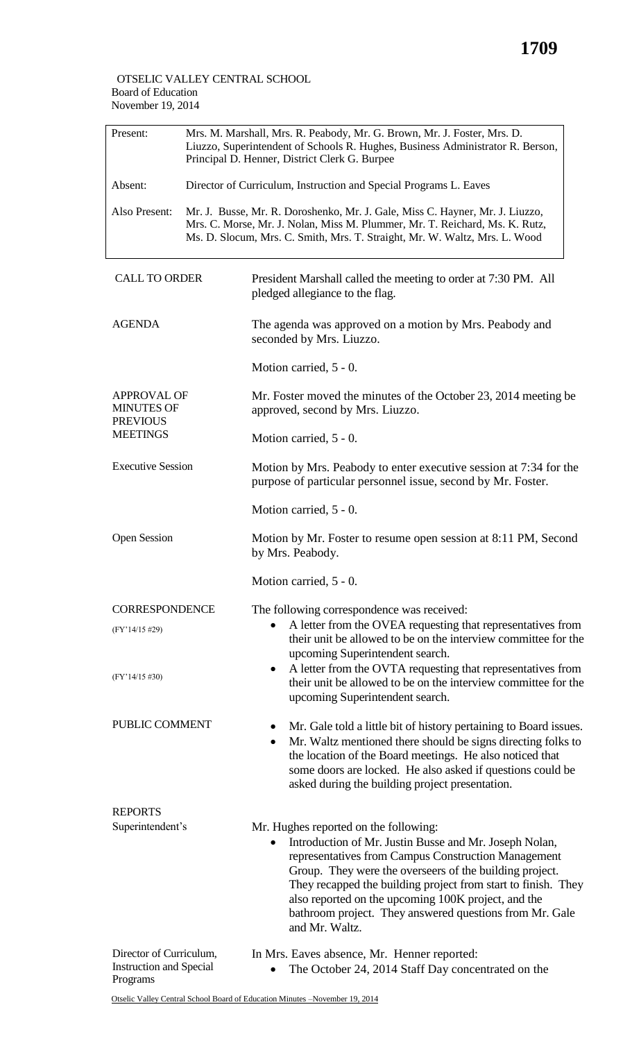1709

OTSELIC VALLEY CENTRAL SCHOOL
Board of Education
November 19, 2014

| | |
|---|---|
| Present: | Mrs. M. Marshall, Mrs. R. Peabody, Mr. G. Brown, Mr. J. Foster, Mrs. D. Liuzzo, Superintendent of Schools R. Hughes, Business Administrator R. Berson, Principal D. Henner, District Clerk G. Burpee |
| Absent: | Director of Curriculum, Instruction and Special Programs L. Eaves |
| Also Present: | Mr. J. Busse, Mr. R. Doroshenko, Mr. J. Gale, Miss C. Hayner, Mr. J. Liuzzo, Mrs. C. Morse, Mr. J. Nolan, Miss M. Plummer, Mr. T. Reichard, Ms. K. Rutz, Ms. D. Slocum, Mrs. C. Smith, Mrs. T. Straight, Mr. W. Waltz, Mrs. L. Wood |

**CALL TO ORDER**

President Marshall called the meeting to order at 7:30 PM. All pledged allegiance to the flag.

**AGENDA**

The agenda was approved on a motion by Mrs. Peabody and seconded by Mrs. Liuzzo.

Motion carried, 5 - 0.

**APPROVAL OF MINUTES OF PREVIOUS MEETINGS**

Mr. Foster moved the minutes of the October 23, 2014 meeting be approved, second by Mrs. Liuzzo.

Motion carried, 5 - 0.

**Executive Session**

Motion by Mrs. Peabody to enter executive session at 7:34 for the purpose of particular personnel issue, second by Mr. Foster.

Motion carried, 5 - 0.

**Open Session**

Motion by Mr. Foster to resume open session at 8:11 PM, Second by Mrs. Peabody.

Motion carried, 5 - 0.

**CORRESPONDENCE**

The following correspondence was received:

(FY'14/15 #29)
- A letter from the OVEA requesting that representatives from their unit be allowed to be on the interview committee for the upcoming Superintendent search.

(FY'14/15 #30)
- A letter from the OVTA requesting that representatives from their unit be allowed to be on the interview committee for the upcoming Superintendent search.

**PUBLIC COMMENT**

- Mr. Gale told a little bit of history pertaining to Board issues.
- Mr. Waltz mentioned there should be signs directing folks to the location of the Board meetings. He also noticed that some doors are locked. He also asked if questions could be asked during the building project presentation.

**REPORTS**

**Superintendent's**

Mr. Hughes reported on the following:

- Introduction of Mr. Justin Busse and Mr. Joseph Nolan, representatives from Campus Construction Management Group. They were the overseers of the building project. They recapped the building project from start to finish. They also reported on the upcoming 100K project, and the bathroom project. They answered questions from Mr. Gale and Mr. Waltz.

**Director of Curriculum, Instruction and Special Programs**

In Mrs. Eaves absence, Mr. Henner reported:

- The October 24, 2014 Staff Day concentrated on the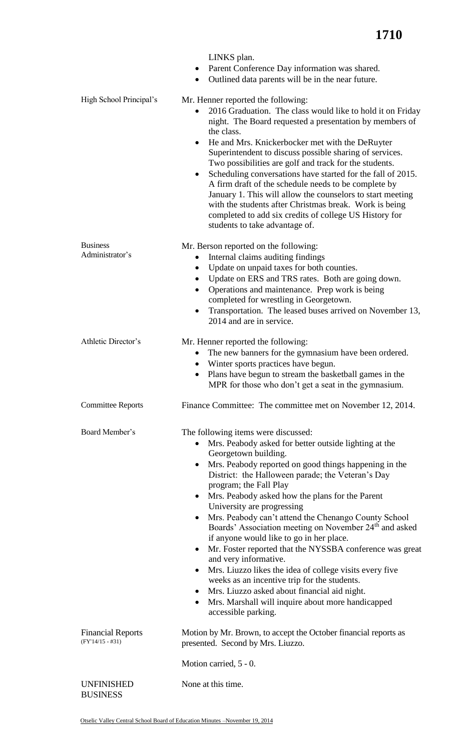LINKS plan.

- Parent Conference Day information was shared.
- Outlined data parents will be in the near future.

**High School Principal's**

Mr. Henner reported the following:

- 2016 Graduation. The class would like to hold it on Friday night. The Board requested a presentation by members of the class.
- He and Mrs. Knickerbocker met with the DeRuyter Superintendent to discuss possible sharing of services. Two possibilities are golf and track for the students.
- Scheduling conversations have started for the fall of 2015. A firm draft of the schedule needs to be complete by January 1. This will allow the counselors to start meeting with the students after Christmas break. Work is being completed to add six credits of college US History for students to take advantage of.

**Business Administrator's**

Mr. Berson reported on the following:

- Internal claims auditing findings
- Update on unpaid taxes for both counties.
- Update on ERS and TRS rates. Both are going down.
- Operations and maintenance. Prep work is being completed for wrestling in Georgetown.
- Transportation. The leased buses arrived on November 13, 2014 and are in service.

**Athletic Director's**

Mr. Henner reported the following:

- The new banners for the gymnasium have been ordered.
- Winter sports practices have begun.
- Plans have begun to stream the basketball games in the MPR for those who don't get a seat in the gymnasium.

**Committee Reports**

Finance Committee: The committee met on November 12, 2014.

**Board Member's**

The following items were discussed:

- Mrs. Peabody asked for better outside lighting at the Georgetown building.
- Mrs. Peabody reported on good things happening in the District: the Halloween parade; the Veteran's Day program; the Fall Play
- Mrs. Peabody asked how the plans for the Parent University are progressing
- Mrs. Peabody can't attend the Chenango County School Boards' Association meeting on November 24th and asked if anyone would like to go in her place.
- Mr. Foster reported that the NYSSBA conference was great and very informative.
- Mrs. Liuzzo likes the idea of college visits every five weeks as an incentive trip for the students.
- Mrs. Liuzzo asked about financial aid night.
- Mrs. Marshall will inquire about more handicapped accessible parking.

**Financial Reports**
(FY'14/15 - #31)

Motion by Mr. Brown, to accept the October financial reports as presented. Second by Mrs. Liuzzo.

Motion carried, 5 - 0.

**UNFINISHED BUSINESS**

None at this time.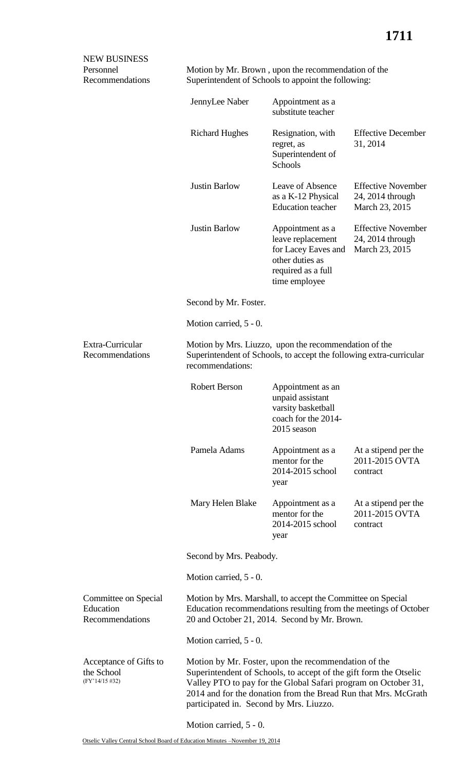**NEW BUSINESS**

**Personnel Recommendations**

Motion by Mr. Brown , upon the recommendation of the Superintendent of Schools to appoint the following:

| | | |
|---|---|---|
| JennyLee Naber | Appointment as a substitute teacher | |
| Richard Hughes | Resignation, with regret, as Superintendent of Schools | Effective December 31, 2014 |
| Justin Barlow | Leave of Absence as a K-12 Physical Education teacher | Effective November 24, 2014 through March 23, 2015 |
| Justin Barlow | Appointment as a leave replacement for Lacey Eaves and other duties as required as a full time employee | Effective November 24, 2014 through March 23, 2015 |

Second by Mr. Foster.

Motion carried, 5 - 0.

**Extra-Curricular Recommendations**

Motion by Mrs. Liuzzo, upon the recommendation of the Superintendent of Schools, to accept the following extra-curricular recommendations:

| | | |
|---|---|---|
| Robert Berson | Appointment as an unpaid assistant varsity basketball coach for the 2014-2015 season | |
| Pamela Adams | Appointment as a mentor for the 2014-2015 school year | At a stipend per the 2011-2015 OVTA contract |
| Mary Helen Blake | Appointment as a mentor for the 2014-2015 school year | At a stipend per the 2011-2015 OVTA contract |

Second by Mrs. Peabody.

Motion carried, 5 - 0.

**Committee on Special Education Recommendations**

Motion by Mrs. Marshall, to accept the Committee on Special Education recommendations resulting from the meetings of October 20 and October 21, 2014. Second by Mr. Brown.

Motion carried, 5 - 0.

**Acceptance of Gifts to the School** (FY'14/15 #32)

Motion by Mr. Foster, upon the recommendation of the Superintendent of Schools, to accept of the gift form the Otselic Valley PTO to pay for the Global Safari program on October 31, 2014 and for the donation from the Bread Run that Mrs. McGrath participated in. Second by Mrs. Liuzzo.

Motion carried, 5 - 0.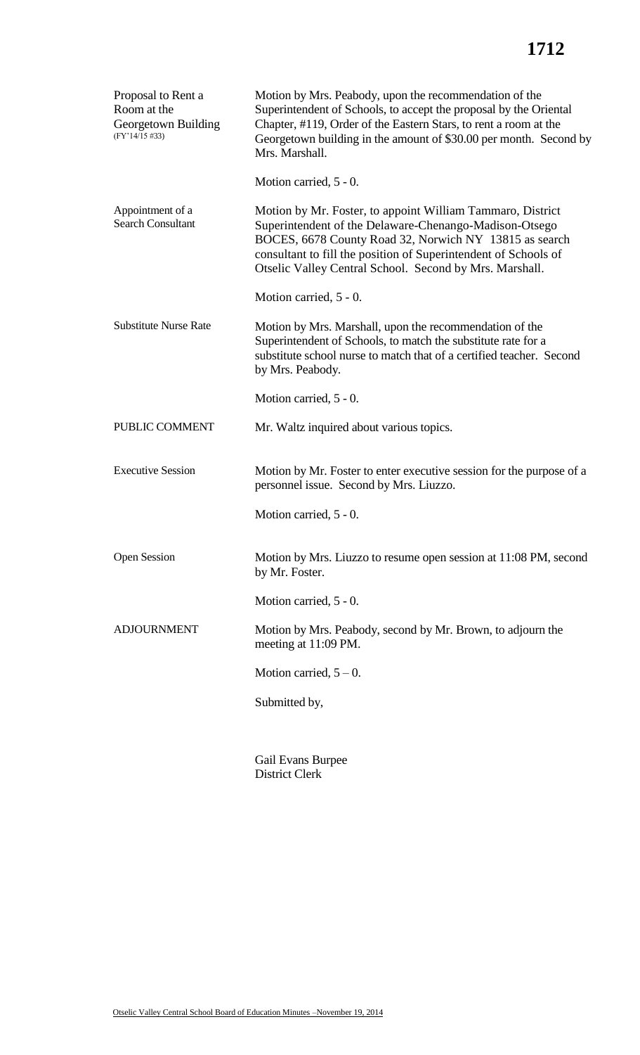| | |
|---|---|
| Proposal to Rent a Room at the Georgetown Building (FY'14/15 #33) | Motion by Mrs. Peabody, upon the recommendation of the Superintendent of Schools, to accept the proposal by the Oriental Chapter, #119, Order of the Eastern Stars, to rent a room at the Georgetown building in the amount of $30.00 per month. Second by Mrs. Marshall. |
| | Motion carried, 5 - 0. |
| Appointment of a Search Consultant | Motion by Mr. Foster, to appoint William Tammaro, District Superintendent of the Delaware-Chenango-Madison-Otsego BOCES, 6678 County Road 32, Norwich NY 13815 as search consultant to fill the position of Superintendent of Schools of Otselic Valley Central School. Second by Mrs. Marshall. |
| | Motion carried, 5 - 0. |
| Substitute Nurse Rate | Motion by Mrs. Marshall, upon the recommendation of the Superintendent of Schools, to match the substitute rate for a substitute school nurse to match that of a certified teacher. Second by Mrs. Peabody. |
| | Motion carried, 5 - 0. |
| PUBLIC COMMENT | Mr. Waltz inquired about various topics. |
| Executive Session | Motion by Mr. Foster to enter executive session for the purpose of a personnel issue. Second by Mrs. Liuzzo. |
| | Motion carried, 5 - 0. |
| Open Session | Motion by Mrs. Liuzzo to resume open session at 11:08 PM, second by Mr. Foster. |
| | Motion carried, 5 - 0. |
| ADJOURNMENT | Motion by Mrs. Peabody, second by Mr. Brown, to adjourn the meeting at 11:09 PM. |
| | Motion carried, 5 – 0. |

Submitted by,

Gail Evans Burpee
District Clerk